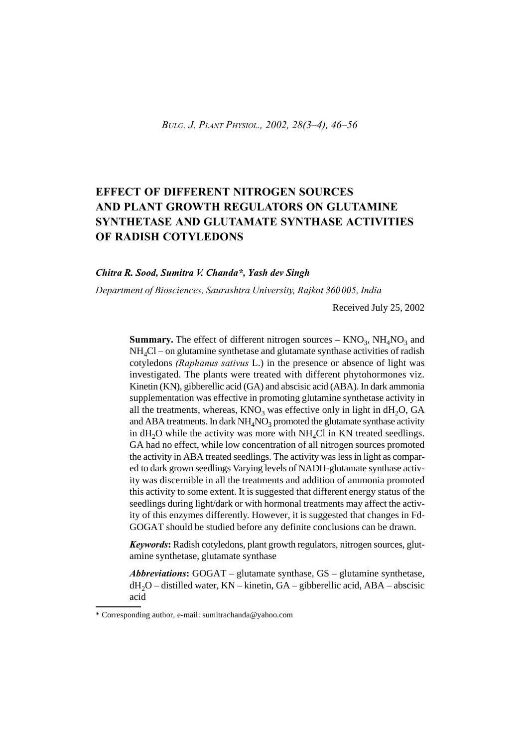# EFFECT OF DIFFERENT NITROGEN SOURCES AND PLANT GROWTH REGULATORS ON GLUTAMINE SYNTHETASE AND GLUTAMATE SYNTHASE ACTIVITIES OF RADISH COTYLEDONS

***Chitra R. Sood, Sumitra V. Chanda\*, Yash dev Singh***

*Department of Biosciences, Saurashtra University, Rajkot 360 005, India*

Received July 25, 2002

**Summary.** The effect of different nitrogen sources – $KNO_3$, $NH_4NO_3$ and $NH_4Cl$ – on glutamine synthetase and glutamate synthase activities of radish cotyledons *(Raphanus sativus* L.) in the presence or absence of light was investigated. The plants were treated with different phytohormones viz. Kinetin (KN), gibberellic acid (GA) and abscisic acid (ABA). In dark ammonia supplementation was effective in promoting glutamine synthetase activity in all the treatments, whereas, $KNO_3$ was effective only in light in $dH_2O$, GA and ABA treatments. In dark $NH_4NO_3$ promoted the glutamate synthase activity in $dH_2O$ while the activity was more with $NH_4Cl$ in KN treated seedlings. GA had no effect, while low concentration of all nitrogen sources promoted the activity in ABA treated seedlings. The activity was less in light as compared to dark grown seedlings Varying levels of NADH-glutamate synthase activity was discernible in all the treatments and addition of ammonia promoted this activity to some extent. It is suggested that different energy status of the seedlings during light/dark or with hormonal treatments may affect the activity of this enzymes differently. However, it is suggested that changes in Fd-GOGAT should be studied before any definite conclusions can be drawn.

***Keywords*:** Radish cotyledons, plant growth regulators, nitrogen sources, glutamine synthetase, glutamate synthase

***Abbreviations*:** GOGAT – glutamate synthase, GS – glutamine synthetase, $dH_2O$ – distilled water, KN – kinetin, GA – gibberellic acid, ABA – abscisic acid

\* Corresponding author, e-mail: sumitrachanda@yahoo.com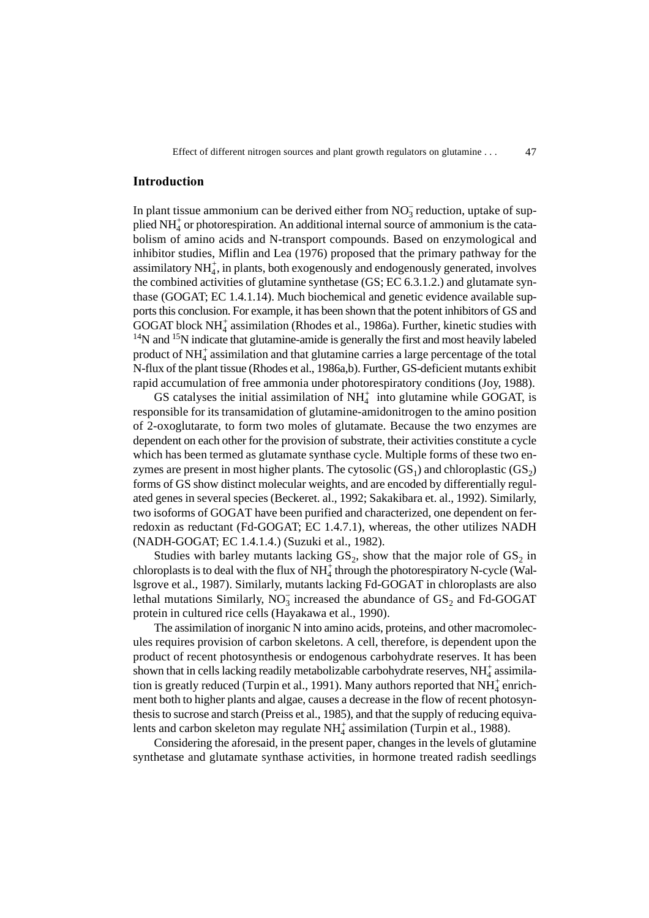## Introduction

In plant tissue ammonium can be derived either from $NO_3^-$ reduction, uptake of supplied $NH_4^+$ or photorespiration. An additional internal source of ammonium is the catabolism of amino acids and N-transport compounds. Based on enzymological and inhibitor studies, Miflin and Lea (1976) proposed that the primary pathway for the assimilatory $NH_4^+$, in plants, both exogenously and endogenously generated, involves the combined activities of glutamine synthetase (GS; EC 6.3.1.2.) and glutamate synthase (GOGAT; EC 1.4.1.14). Much biochemical and genetic evidence available supports this conclusion. For example, it has been shown that the potent inhibitors of GS and GOGAT block $NH_4^+$ assimilation (Rhodes et al., 1986a). Further, kinetic studies with $^{14}N$ and $^{15}N$ indicate that glutamine-amide is generally the first and most heavily labeled product of $NH_4^+$ assimilation and that glutamine carries a large percentage of the total N-flux of the plant tissue (Rhodes et al., 1986a,b). Further, GS-deficient mutants exhibit rapid accumulation of free ammonia under photorespiratory conditions (Joy, 1988).

GS catalyses the initial assimilation of $NH_4^+$ into glutamine while GOGAT, is responsible for its transamidation of glutamine-amidonitrogen to the amino position of 2-oxoglutarate, to form two moles of glutamate. Because the two enzymes are dependent on each other for the provision of substrate, their activities constitute a cycle which has been termed as glutamate synthase cycle. Multiple forms of these two enzymes are present in most higher plants. The cytosolic ($GS_1$) and chloroplastic ($GS_2$) forms of GS show distinct molecular weights, and are encoded by differentially regulated genes in several species (Beckeret. al., 1992; Sakakibara et. al., 1992). Similarly, two isoforms of GOGAT have been purified and characterized, one dependent on ferredoxin as reductant (Fd-GOGAT; EC 1.4.7.1), whereas, the other utilizes NADH (NADH-GOGAT; EC 1.4.1.4.) (Suzuki et al., 1982).

Studies with barley mutants lacking $GS_2$, show that the major role of $GS_2$ in chloroplasts is to deal with the flux of $NH_4^+$ through the photorespiratory N-cycle (Wallsgrove et al., 1987). Similarly, mutants lacking Fd-GOGAT in chloroplasts are also lethal mutations Similarly, $NO_3^-$ increased the abundance of $GS_2$ and Fd-GOGAT protein in cultured rice cells (Hayakawa et al., 1990).

The assimilation of inorganic N into amino acids, proteins, and other macromolecules requires provision of carbon skeletons. A cell, therefore, is dependent upon the product of recent photosynthesis or endogenous carbohydrate reserves. It has been shown that in cells lacking readily metabolizable carbohydrate reserves, $NH_4^+$ assimilation is greatly reduced (Turpin et al., 1991). Many authors reported that $NH_4^+$ enrichment both to higher plants and algae, causes a decrease in the flow of recent photosynthesis to sucrose and starch (Preiss et al., 1985), and that the supply of reducing equivalents and carbon skeleton may regulate $NH_4^+$ assimilation (Turpin et al., 1988).

Considering the aforesaid, in the present paper, changes in the levels of glutamine synthetase and glutamate synthase activities, in hormone treated radish seedlings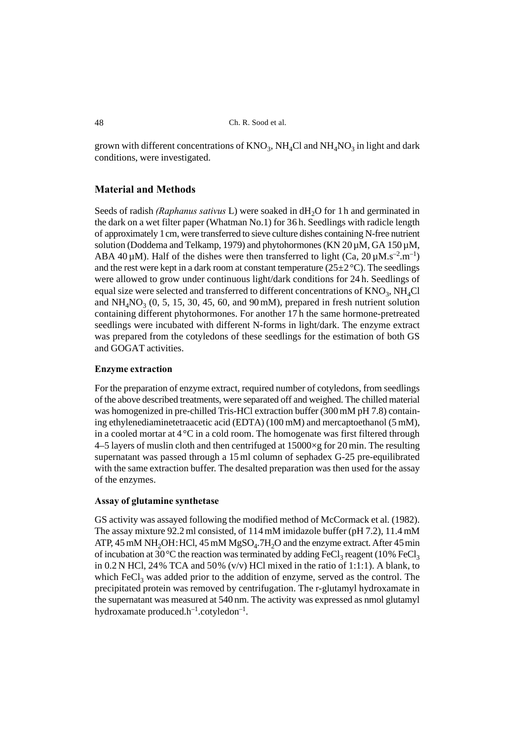grown with different concentrations of $KNO_3$, $NH_4Cl$ and $NH_4NO_3$ in light and dark conditions, were investigated.

## Material and Methods

Seeds of radish *(Raphanus sativus* L) were soaked in $dH_2O$ for 1 h and germinated in the dark on a wet filter paper (Whatman No.1) for 36 h. Seedlings with radicle length of approximately 1 cm, were transferred to sieve culture dishes containing N-free nutrient solution (Doddema and Telkamp, 1979) and phytohormones (KN 20 µM, GA 150 µM, ABA 40 µM). Half of the dishes were then transferred to light (Ca, 20 $\mu M.s^{-2}.m^{-1}$) and the rest were kept in a dark room at constant temperature (25±2 °C). The seedlings were allowed to grow under continuous light/dark conditions for 24 h. Seedlings of equal size were selected and transferred to different concentrations of $KNO_3$, $NH_4Cl$ and $NH_4NO_3$ (0, 5, 15, 30, 45, 60, and 90 mM), prepared in fresh nutrient solution containing different phytohormones. For another 17 h the same hormone-pretreated seedlings were incubated with different N-forms in light/dark. The enzyme extract was prepared from the cotyledons of these seedlings for the estimation of both GS and GOGAT activities.

### Enzyme extraction

For the preparation of enzyme extract, required number of cotyledons, from seedlings of the above described treatments, were separated off and weighed. The chilled material was homogenized in pre-chilled Tris-HCl extraction buffer (300 mM pH 7.8) containing ethylenediaminetetraacetic acid (EDTA) (100 mM) and mercaptoethanol (5 mM), in a cooled mortar at 4 °C in a cold room. The homogenate was first filtered through 4–5 layers of muslin cloth and then centrifuged at 15000×g for 20 min. The resulting supernatant was passed through a 15 ml column of sephadex G-25 pre-equilibrated with the same extraction buffer. The desalted preparation was then used for the assay of the enzymes.

### Assay of glutamine synthetase

GS activity was assayed following the modified method of McCormack et al. (1982). The assay mixture 92.2 ml consisted, of 114 mM imidazole buffer (pH 7.2), 11.4 mM ATP, 45 mM $NH_2OH$:HCl, 45 mM $MgSO_4.7H_2O$ and the enzyme extract. After 45 min of incubation at 30 °C the reaction was terminated by adding $FeCl_3$ reagent (10% $FeCl_3$ in 0.2 N HCl, 24% TCA and 50% (v/v) HCl mixed in the ratio of 1:1:1). A blank, to which $FeCl_3$ was added prior to the addition of enzyme, served as the control. The precipitated protein was removed by centrifugation. The r-glutamyl hydroxamate in the supernatant was measured at 540 nm. The activity was expressed as nmol glutamyl hydroxamate produced.$h^{-1}$.cotyledon$^{-1}$.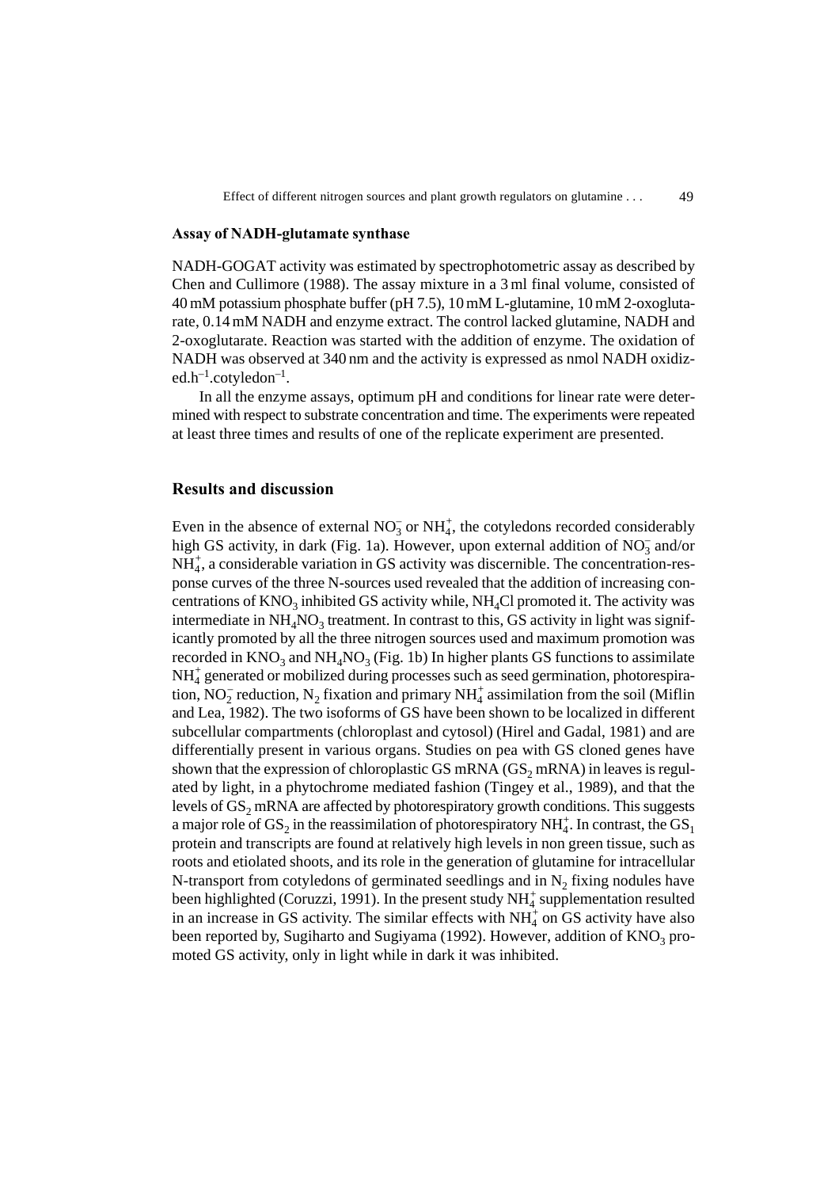### Assay of NADH-glutamate synthase

NADH-GOGAT activity was estimated by spectrophotometric assay as described by Chen and Cullimore (1988). The assay mixture in a 3 ml final volume, consisted of 40 mM potassium phosphate buffer (pH 7.5), 10 mM L-glutamine, 10 mM 2-oxoglutarate, 0.14 mM NADH and enzyme extract. The control lacked glutamine, NADH and 2-oxoglutarate. Reaction was started with the addition of enzyme. The oxidation of NADH was observed at 340 nm and the activity is expressed as nmol NADH oxidized.$h^{-1}$.cotyledon$^{-1}$.

In all the enzyme assays, optimum pH and conditions for linear rate were determined with respect to substrate concentration and time. The experiments were repeated at least three times and results of one of the replicate experiment are presented.

## Results and discussion

Even in the absence of external $NO_3^-$ or $NH_4^+$, the cotyledons recorded considerably high GS activity, in dark (Fig. 1a). However, upon external addition of $NO_3^-$ and/or $NH_4^+$, a considerable variation in GS activity was discernible. The concentration-response curves of the three N-sources used revealed that the addition of increasing concentrations of $KNO_3$ inhibited GS activity while, $NH_4Cl$ promoted it. The activity was intermediate in $NH_4NO_3$ treatment. In contrast to this, GS activity in light was significantly promoted by all the three nitrogen sources used and maximum promotion was recorded in $KNO_3$ and $NH_4NO_3$ (Fig. 1b) In higher plants GS functions to assimilate $NH_4^+$ generated or mobilized during processes such as seed germination, photorespiration, $NO_2^-$ reduction, $N_2$ fixation and primary $NH_4^+$ assimilation from the soil (Miflin and Lea, 1982). The two isoforms of GS have been shown to be localized in different subcellular compartments (chloroplast and cytosol) (Hirel and Gadal, 1981) and are differentially present in various organs. Studies on pea with GS cloned genes have shown that the expression of chloroplastic GS mRNA ($GS_2$ mRNA) in leaves is regulated by light, in a phytochrome mediated fashion (Tingey et al., 1989), and that the levels of $GS_2$ mRNA are affected by photorespiratory growth conditions. This suggests a major role of $GS_2$ in the reassimilation of photorespiratory $NH_4^+$. In contrast, the $GS_1$ protein and transcripts are found at relatively high levels in non green tissue, such as roots and etiolated shoots, and its role in the generation of glutamine for intracellular N-transport from cotyledons of germinated seedlings and in $N_2$ fixing nodules have been highlighted (Coruzzi, 1991). In the present study $NH_4^+$ supplementation resulted in an increase in GS activity. The similar effects with $NH_4^+$ on GS activity have also been reported by, Sugiharto and Sugiyama (1992). However, addition of $KNO_3$ promoted GS activity, only in light while in dark it was inhibited.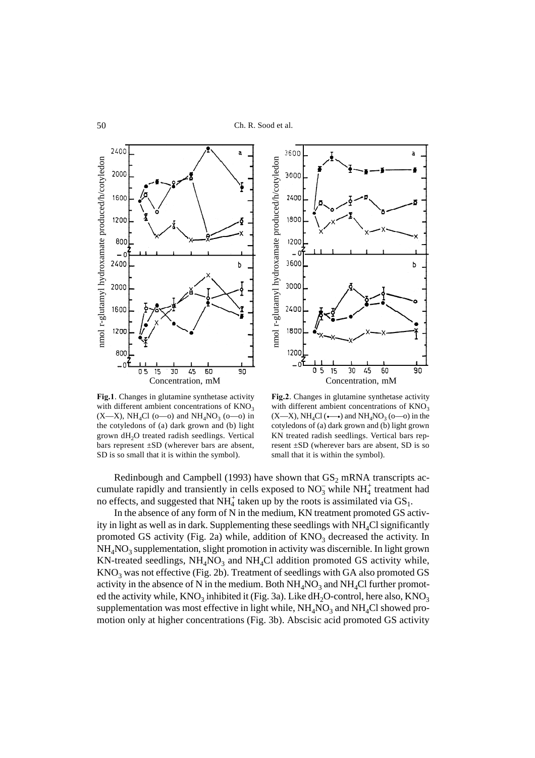**Fig.1**. Changes in glutamine synthetase activity with different ambient concentrations of $KNO_3$ (X—X), $NH_4Cl$ (o—o) and $NH_4NO_3$ (o—o) in the cotyledons of (a) dark grown and (b) light grown $dH_2O$ treated radish seedlings. Vertical bars represent ±SD (wherever bars are absent, SD is so small that it is within the symbol).

**Fig.2**. Changes in glutamine synthetase activity with different ambient concentrations of $KNO_3$ (X—X), $NH_4Cl$ (•—•) and $NH_4NO_3$ (o—o) in the cotyledons of (a) dark grown and (b) light grown KN treated radish seedlings. Vertical bars represent ±SD (wherever bars are absent, SD is so small that it is within the symbol).

Redinbough and Campbell (1993) have shown that $GS_2$ mRNA transcripts accumulate rapidly and transiently in cells exposed to $NO_3^-$ while $NH_4^+$ treatment had no effects, and suggested that $NH_4^+$ taken up by the roots is assimilated via $GS_1$.

In the absence of any form of N in the medium, KN treatment promoted GS activity in light as well as in dark. Supplementing these seedlings with $NH_4Cl$ significantly promoted GS activity (Fig. 2a) while, addition of $KNO_3$ decreased the activity. In $NH_4NO_3$ supplementation, slight promotion in activity was discernible. In light grown KN-treated seedlings, $NH_4NO_3$ and $NH_4Cl$ addition promoted GS activity while, $KNO_3$ was not effective (Fig. 2b). Treatment of seedlings with GA also promoted GS activity in the absence of N in the medium. Both $NH_4NO_3$ and $NH_4Cl$ further promoted the activity while, $KNO_3$ inhibited it (Fig. 3a). Like $dH_2O$-control, here also, $KNO_3$ supplementation was most effective in light while, $NH_4NO_3$ and $NH_4Cl$ showed promotion only at higher concentrations (Fig. 3b). Abscisic acid promoted GS activity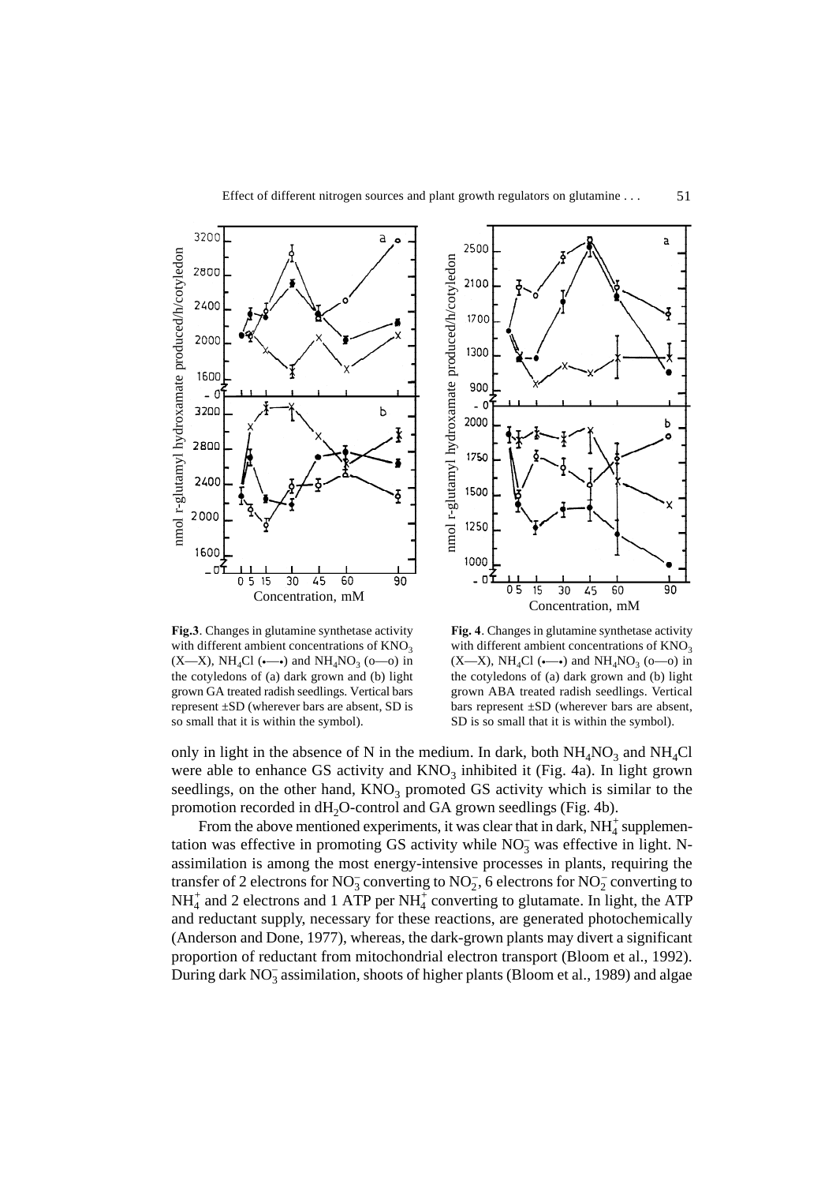**Fig.3**. Changes in glutamine synthetase activity with different ambient concentrations of $KNO_3$ (X—X), $NH_4Cl$ (•—•) and $NH_4NO_3$ (o—o) in the cotyledons of (a) dark grown and (b) light grown GA treated radish seedlings. Vertical bars represent ±SD (wherever bars are absent, SD is so small that it is within the symbol).

**Fig. 4**. Changes in glutamine synthetase activity with different ambient concentrations of $KNO_3$ (X—X), $NH_4Cl$ (•—•) and $NH_4NO_3$ (o—o) in the cotyledons of (a) dark grown and (b) light grown ABA treated radish seedlings. Vertical bars represent ±SD (wherever bars are absent, SD is so small that it is within the symbol).

only in light in the absence of N in the medium. In dark, both $NH_4NO_3$ and $NH_4Cl$ were able to enhance GS activity and $KNO_3$ inhibited it (Fig. 4a). In light grown seedlings, on the other hand, $KNO_3$ promoted GS activity which is similar to the promotion recorded in $dH_2O$-control and GA grown seedlings (Fig. 4b).

From the above mentioned experiments, it was clear that in dark, $NH_4^+$ supplementation was effective in promoting GS activity while $NO_3^-$ was effective in light. N-assimilation is among the most energy-intensive processes in plants, requiring the transfer of 2 electrons for $NO_3^-$ converting to $NO_2^-$, 6 electrons for $NO_2^-$ converting to $NH_4^+$ and 2 electrons and 1 ATP per $NH_4^+$ converting to glutamate. In light, the ATP and reductant supply, necessary for these reactions, are generated photochemically (Anderson and Done, 1977), whereas, the dark-grown plants may divert a significant proportion of reductant from mitochondrial electron transport (Bloom et al., 1992). During dark $NO_3^-$ assimilation, shoots of higher plants (Bloom et al., 1989) and algae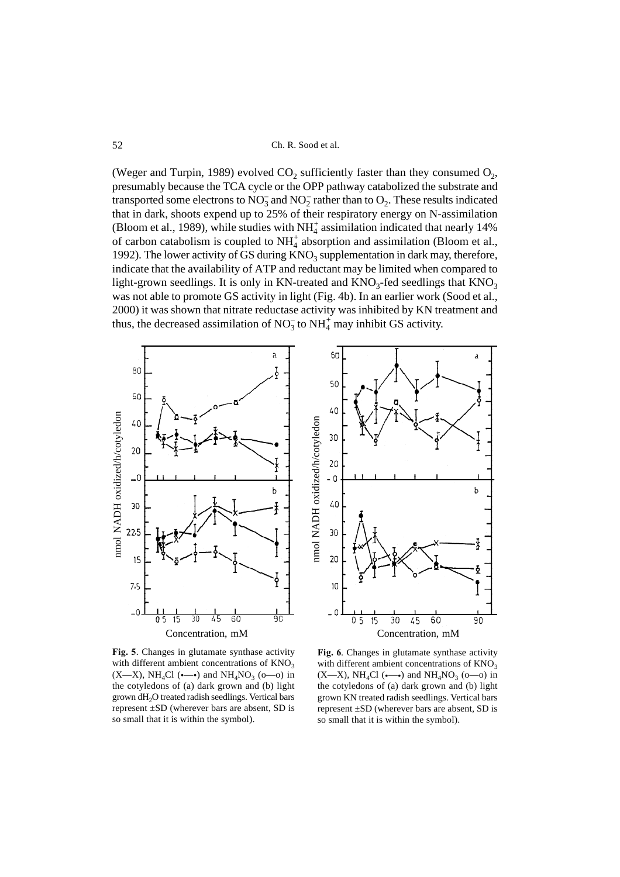(Weger and Turpin, 1989) evolved $CO_2$ sufficiently faster than they consumed $O_2$, presumably because the TCA cycle or the OPP pathway catabolized the substrate and transported some electrons to $NO_3^-$ and $NO_2^-$ rather than to $O_2$. These results indicated that in dark, shoots expend up to 25% of their respiratory energy on N-assimilation (Bloom et al., 1989), while studies with $NH_4^+$ assimilation indicated that nearly 14% of carbon catabolism is coupled to $NH_4^+$ absorption and assimilation (Bloom et al., 1992). The lower activity of GS during $KNO_3$ supplementation in dark may, therefore, indicate that the availability of ATP and reductant may be limited when compared to light-grown seedlings. It is only in KN-treated and $KNO_3$-fed seedlings that $KNO_3$ was not able to promote GS activity in light (Fig. 4b). In an earlier work (Sood et al., 2000) it was shown that nitrate reductase activity was inhibited by KN treatment and thus, the decreased assimilation of $NO_3^-$ to $NH_4^+$ may inhibit GS activity.

**Fig. 5**. Changes in glutamate synthase activity with different ambient concentrations of $KNO_3$ (X—X), $NH_4Cl$ (•—•) and $NH_4NO_3$ (o—o) in the cotyledons of (a) dark grown and (b) light grown $dH_2O$ treated radish seedlings. Vertical bars represent ±SD (wherever bars are absent, SD is so small that it is within the symbol).

**Fig. 6**. Changes in glutamate synthase activity with different ambient concentrations of $KNO_3$ (X—X), $NH_4Cl$ (•—•) and $NH_4NO_3$ (o—o) in the cotyledons of (a) dark grown and (b) light grown KN treated radish seedlings. Vertical bars represent ±SD (wherever bars are absent, SD is so small that it is within the symbol).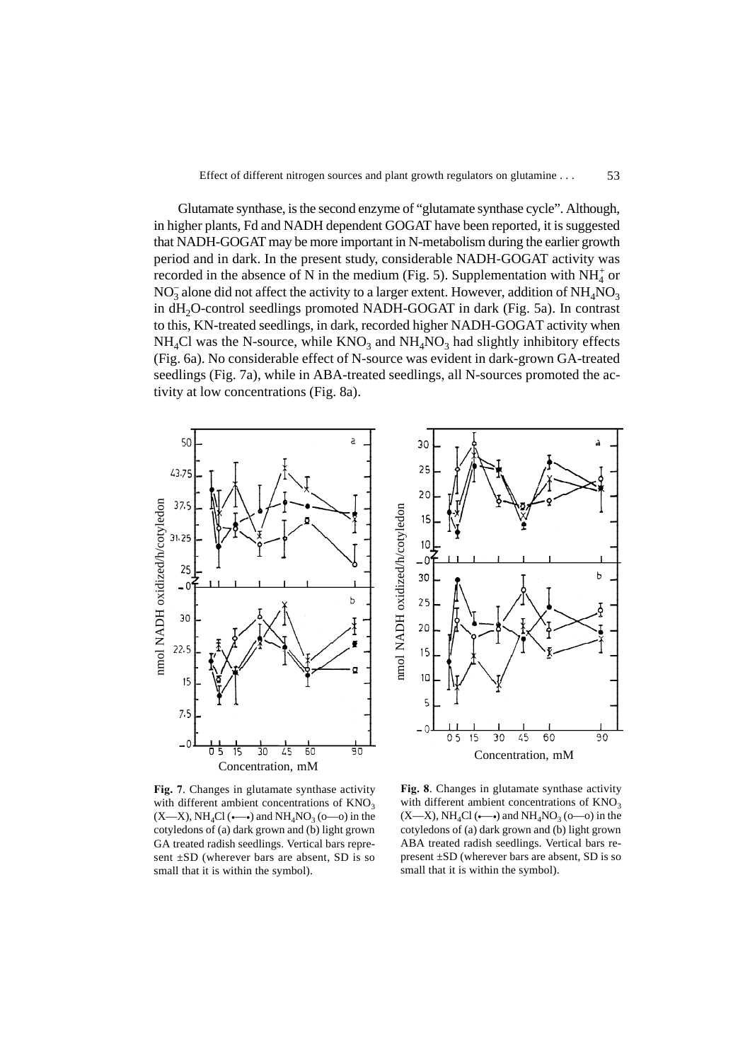Glutamate synthase, is the second enzyme of "glutamate synthase cycle". Although, in higher plants, Fd and NADH dependent GOGAT have been reported, it is suggested that NADH-GOGAT may be more important in N-metabolism during the earlier growth period and in dark. In the present study, considerable NADH-GOGAT activity was recorded in the absence of N in the medium (Fig. 5). Supplementation with $NH_4^+$ or $NO_3^-$ alone did not affect the activity to a larger extent. However, addition of $NH_4NO_3$ in $dH_2O$-control seedlings promoted NADH-GOGAT in dark (Fig. 5a). In contrast to this, KN-treated seedlings, in dark, recorded higher NADH-GOGAT activity when $NH_4Cl$ was the N-source, while $KNO_3$ and $NH_4NO_3$ had slightly inhibitory effects (Fig. 6a). No considerable effect of N-source was evident in dark-grown GA-treated seedlings (Fig. 7a), while in ABA-treated seedlings, all N-sources promoted the activity at low concentrations (Fig. 8a).

**Fig. 7**. Changes in glutamate synthase activity with different ambient concentrations of $KNO_3$ (X—X), $NH_4Cl$ (•—•) and $NH_4NO_3$ (o—o) in the cotyledons of (a) dark grown and (b) light grown GA treated radish seedlings. Vertical bars represent ±SD (wherever bars are absent, SD is so small that it is within the symbol).

**Fig. 8**. Changes in glutamate synthase activity with different ambient concentrations of $KNO_3$ (X—X), $NH_4Cl$ (•—•) and $NH_4NO_3$ (o—o) in the cotyledons of (a) dark grown and (b) light grown ABA treated radish seedlings. Vertical bars represent ±SD (wherever bars are absent, SD is so small that it is within the symbol).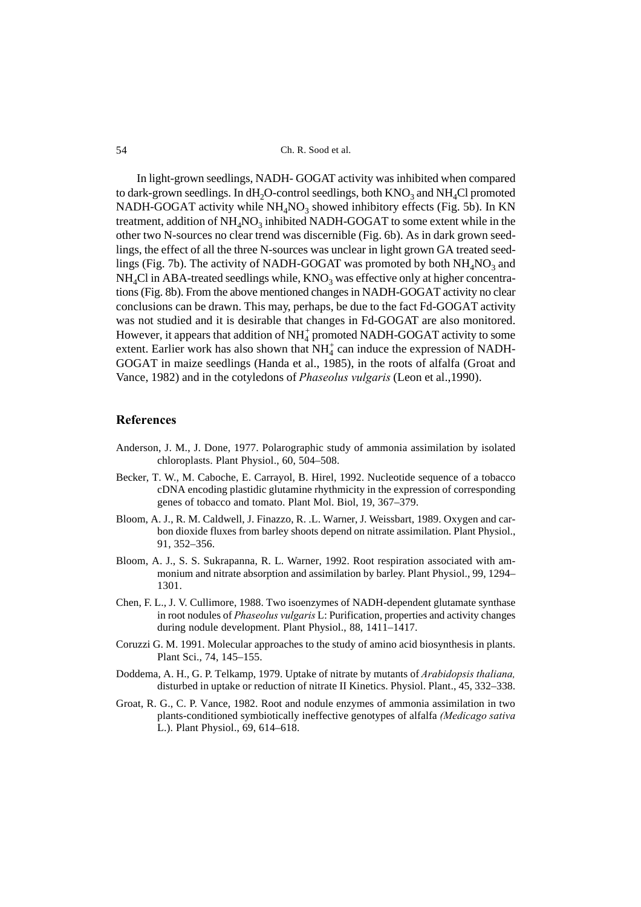In light-grown seedlings, NADH- GOGAT activity was inhibited when compared to dark-grown seedlings. In $dH_2O$-control seedlings, both $KNO_3$ and $NH_4Cl$ promoted NADH-GOGAT activity while $NH_4NO_3$ showed inhibitory effects (Fig. 5b). In KN treatment, addition of $NH_4NO_3$ inhibited NADH-GOGAT to some extent while in the other two N-sources no clear trend was discernible (Fig. 6b). As in dark grown seedlings, the effect of all the three N-sources was unclear in light grown GA treated seedlings (Fig. 7b). The activity of NADH-GOGAT was promoted by both $NH_4NO_3$ and $NH_4Cl$ in ABA-treated seedlings while, $KNO_3$ was effective only at higher concentrations (Fig. 8b). From the above mentioned changes in NADH-GOGAT activity no clear conclusions can be drawn. This may, perhaps, be due to the fact Fd-GOGAT activity was not studied and it is desirable that changes in Fd-GOGAT are also monitored. However, it appears that addition of $NH_4^+$ promoted NADH-GOGAT activity to some extent. Earlier work has also shown that $NH_4^+$ can induce the expression of NADH-GOGAT in maize seedlings (Handa et al., 1985), in the roots of alfalfa (Groat and Vance, 1982) and in the cotyledons of *Phaseolus vulgaris* (Leon et al.,1990).

## References

Anderson, J. M., J. Done, 1977. Polarographic study of ammonia assimilation by isolated chloroplasts. Plant Physiol., 60, 504–508.

Becker, T. W., M. Caboche, E. Carrayol, B. Hirel, 1992. Nucleotide sequence of a tobacco cDNA encoding plastidic glutamine rhythmicity in the expression of corresponding genes of tobacco and tomato. Plant Mol. Biol, 19, 367–379.

Bloom, A. J., R. M. Caldwell, J. Finazzo, R. .L. Warner, J. Weissbart, 1989. Oxygen and carbon dioxide fluxes from barley shoots depend on nitrate assimilation. Plant Physiol., 91, 352–356.

Bloom, A. J., S. S. Sukrapanna, R. L. Warner, 1992. Root respiration associated with ammonium and nitrate absorption and assimilation by barley. Plant Physiol., 99, 1294–1301.

Chen, F. L., J. V. Cullimore, 1988. Two isoenzymes of NADH-dependent glutamate synthase in root nodules of *Phaseolus vulgaris* L: Purification, properties and activity changes during nodule development. Plant Physiol., 88, 1411–1417.

Coruzzi G. M. 1991. Molecular approaches to the study of amino acid biosynthesis in plants. Plant Sci., 74, 145–155.

Doddema, A. H., G. P. Telkamp, 1979. Uptake of nitrate by mutants of *Arabidopsis thaliana,* disturbed in uptake or reduction of nitrate II Kinetics. Physiol. Plant., 45, 332–338.

Groat, R. G., C. P. Vance, 1982. Root and nodule enzymes of ammonia assimilation in two plants-conditioned symbiotically ineffective genotypes of alfalfa *(Medicago sativa* L.). Plant Physiol., 69, 614–618.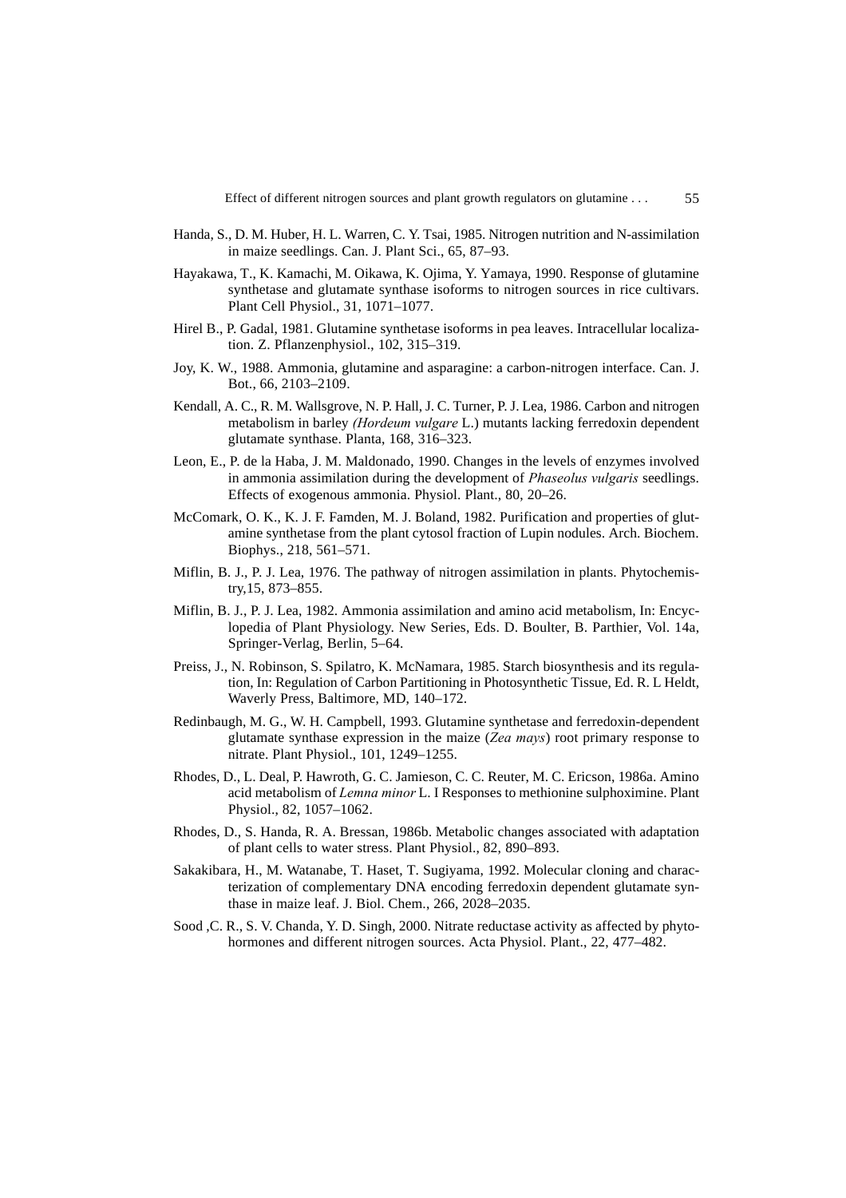Handa, S., D. M. Huber, H. L. Warren, C. Y. Tsai, 1985. Nitrogen nutrition and N-assimilation in maize seedlings. Can. J. Plant Sci., 65, 87–93.

Hayakawa, T., K. Kamachi, M. Oikawa, K. Ojima, Y. Yamaya, 1990. Response of glutamine synthetase and glutamate synthase isoforms to nitrogen sources in rice cultivars. Plant Cell Physiol., 31, 1071–1077.

Hirel B., P. Gadal, 1981. Glutamine synthetase isoforms in pea leaves. Intracellular localization. Z. Pflanzenphysiol., 102, 315–319.

Joy, K. W., 1988. Ammonia, glutamine and asparagine: a carbon-nitrogen interface. Can. J. Bot., 66, 2103–2109.

Kendall, A. C., R. M. Wallsgrove, N. P. Hall, J. C. Turner, P. J. Lea, 1986. Carbon and nitrogen metabolism in barley *(Hordeum vulgare* L.) mutants lacking ferredoxin dependent glutamate synthase. Planta, 168, 316–323.

Leon, E., P. de la Haba, J. M. Maldonado, 1990. Changes in the levels of enzymes involved in ammonia assimilation during the development of *Phaseolus vulgaris* seedlings. Effects of exogenous ammonia. Physiol. Plant., 80, 20–26.

McComark, O. K., K. J. F. Famden, M. J. Boland, 1982. Purification and properties of glutamine synthetase from the plant cytosol fraction of Lupin nodules. Arch. Biochem. Biophys., 218, 561–571.

Miflin, B. J., P. J. Lea, 1976. The pathway of nitrogen assimilation in plants. Phytochemistry,15, 873–855.

Miflin, B. J., P. J. Lea, 1982. Ammonia assimilation and amino acid metabolism, In: Encyclopedia of Plant Physiology. New Series, Eds. D. Boulter, B. Parthier, Vol. 14a, Springer-Verlag, Berlin, 5–64.

Preiss, J., N. Robinson, S. Spilatro, K. McNamara, 1985. Starch biosynthesis and its regulation, In: Regulation of Carbon Partitioning in Photosynthetic Tissue, Ed. R. L Heldt, Waverly Press, Baltimore, MD, 140–172.

Redinbaugh, M. G., W. H. Campbell, 1993. Glutamine synthetase and ferredoxin-dependent glutamate synthase expression in the maize (*Zea mays*) root primary response to nitrate. Plant Physiol., 101, 1249–1255.

Rhodes, D., L. Deal, P. Hawroth, G. C. Jamieson, C. C. Reuter, M. C. Ericson, 1986a. Amino acid metabolism of *Lemna minor* L. I Responses to methionine sulphoximine. Plant Physiol., 82, 1057–1062.

Rhodes, D., S. Handa, R. A. Bressan, 1986b. Metabolic changes associated with adaptation of plant cells to water stress. Plant Physiol., 82, 890–893.

Sakakibara, H., M. Watanabe, T. Haset, T. Sugiyama, 1992. Molecular cloning and characterization of complementary DNA encoding ferredoxin dependent glutamate synthase in maize leaf. J. Biol. Chem., 266, 2028–2035.

Sood ,C. R., S. V. Chanda, Y. D. Singh, 2000. Nitrate reductase activity as affected by phytohormones and different nitrogen sources. Acta Physiol. Plant., 22, 477–482.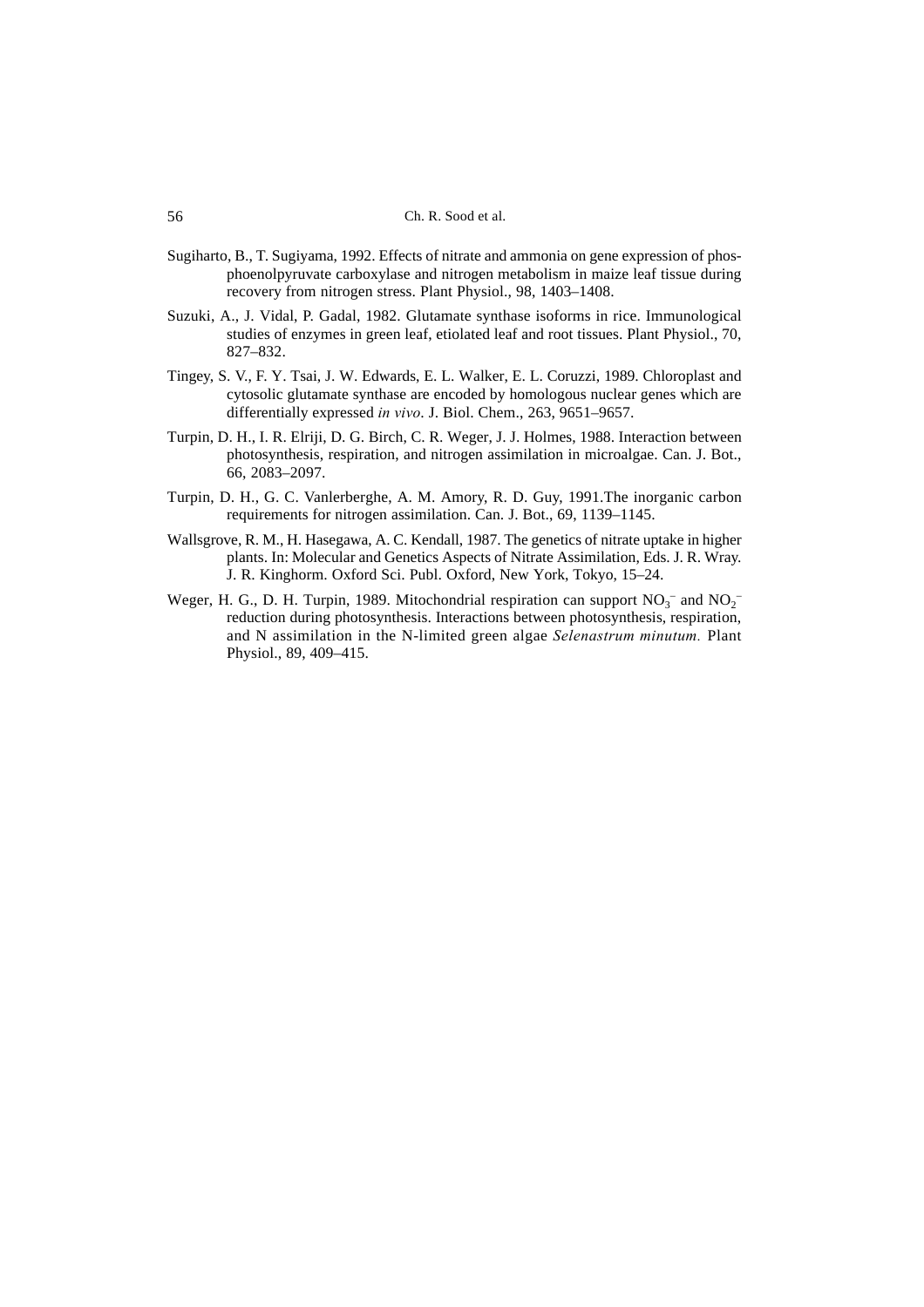Sugiharto, B., T. Sugiyama, 1992. Effects of nitrate and ammonia on gene expression of phosphoenolpyruvate carboxylase and nitrogen metabolism in maize leaf tissue during recovery from nitrogen stress. Plant Physiol., 98, 1403–1408.

Suzuki, A., J. Vidal, P. Gadal, 1982. Glutamate synthase isoforms in rice. Immunological studies of enzymes in green leaf, etiolated leaf and root tissues. Plant Physiol., 70, 827–832.

Tingey, S. V., F. Y. Tsai, J. W. Edwards, E. L. Walker, E. L. Coruzzi, 1989. Chloroplast and cytosolic glutamate synthase are encoded by homologous nuclear genes which are differentially expressed *in vivo*. J. Biol. Chem., 263, 9651–9657.

Turpin, D. H., I. R. Elriji, D. G. Birch, C. R. Weger, J. J. Holmes, 1988. Interaction between photosynthesis, respiration, and nitrogen assimilation in microalgae. Can. J. Bot., 66, 2083–2097.

Turpin, D. H., G. C. Vanlerberghe, A. M. Amory, R. D. Guy, 1991.The inorganic carbon requirements for nitrogen assimilation. Can. J. Bot., 69, 1139–1145.

Wallsgrove, R. M., H. Hasegawa, A. C. Kendall, 1987. The genetics of nitrate uptake in higher plants. In: Molecular and Genetics Aspects of Nitrate Assimilation, Eds. J. R. Wray. J. R. Kinghorm. Oxford Sci. Publ. Oxford, New York, Tokyo, 15–24.

Weger, H. G., D. H. Turpin, 1989. Mitochondrial respiration can support $NO_3^-$ and $NO_2^-$ reduction during photosynthesis. Interactions between photosynthesis, respiration, and N assimilation in the N-limited green algae *Selenastrum minutum*. Plant Physiol., 89, 409–415.